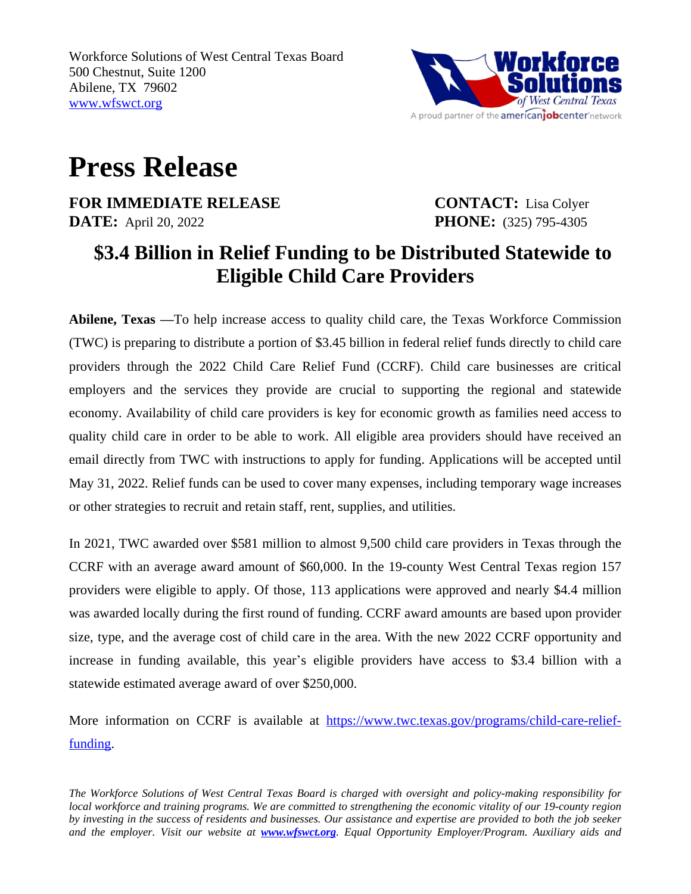Workforce Solutions of West Central Texas Board
500 Chestnut, Suite 1200
Abilene, TX 79602
[www.wfswct.org](http://www.wfswct.org)

# Press Release

**FOR IMMEDIATE RELEASE** **CONTACT:** Lisa Colyer
**DATE:** April 20, 2022 **PHONE:** (325) 795-4305

## $3.4 Billion in Relief Funding to be Distributed Statewide to Eligible Child Care Providers

**Abilene, Texas —**To help increase access to quality child care, the Texas Workforce Commission (TWC) is preparing to distribute a portion of $3.45 billion in federal relief funds directly to child care providers through the 2022 Child Care Relief Fund (CCRF). Child care businesses are critical employers and the services they provide are crucial to supporting the regional and statewide economy. Availability of child care providers is key for economic growth as families need access to quality child care in order to be able to work. All eligible area providers should have received an email directly from TWC with instructions to apply for funding. Applications will be accepted until May 31, 2022. Relief funds can be used to cover many expenses, including temporary wage increases or other strategies to recruit and retain staff, rent, supplies, and utilities.

In 2021, TWC awarded over $581 million to almost 9,500 child care providers in Texas through the CCRF with an average award amount of $60,000. In the 19-county West Central Texas region 157 providers were eligible to apply. Of those, 113 applications were approved and nearly $4.4 million was awarded locally during the first round of funding. CCRF award amounts are based upon provider size, type, and the average cost of child care in the area. With the new 2022 CCRF opportunity and increase in funding available, this year's eligible providers have access to $3.4 billion with a statewide estimated average award of over $250,000.

More information on CCRF is available at [https://www.twc.texas.gov/programs/child-care-relief-funding](https://www.twc.texas.gov/programs/child-care-relief-funding).

*The Workforce Solutions of West Central Texas Board is charged with oversight and policy-making responsibility for local workforce and training programs. We are committed to strengthening the economic vitality of our 19-county region by investing in the success of residents and businesses. Our assistance and expertise are provided to both the job seeker and the employer. Visit our website at* ***[www.wfswct.org](http://www.wfswct.org)****. Equal Opportunity Employer/Program. Auxiliary aids and*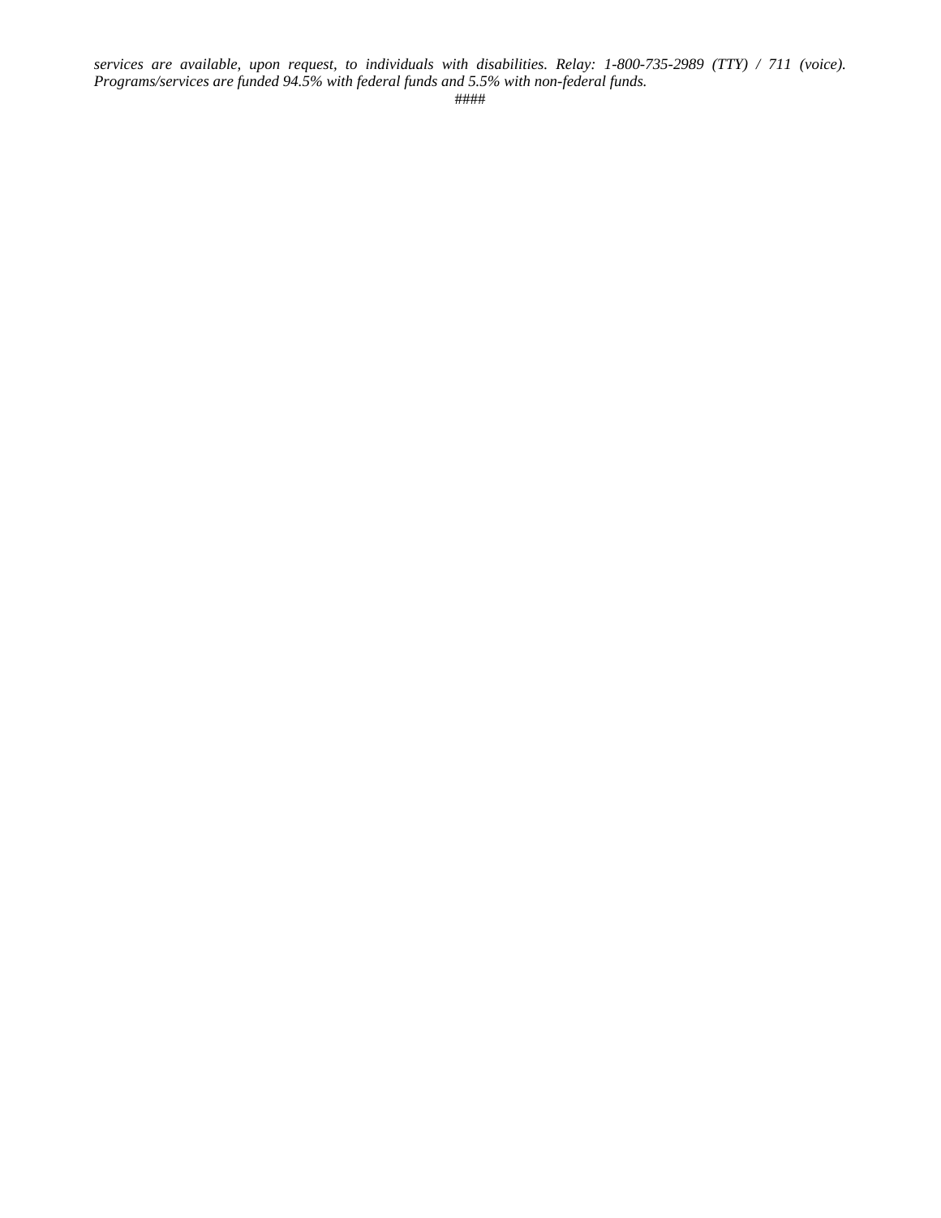*services are available, upon request, to individuals with disabilities. Relay: 1-800-735-2989 (TTY) / 711 (voice). Programs/services are funded 94.5% with federal funds and 5.5% with non-federal funds.*

####